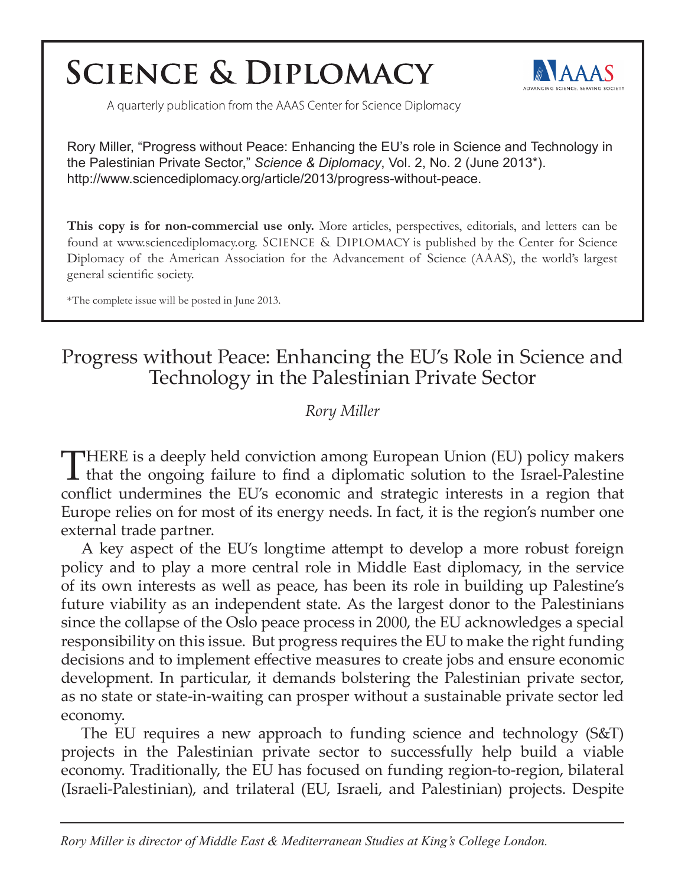# Science & Diplomacy

A quarterly publication from the AAAS Center for Science Diplomacy

Rory Miller, "Progress without Peace: Enhancing the EU's role in Science and Technology in the Palestinian Private Sector," *Science & Diplomacy*, Vol. 2, No. 2 (June 2013*). http://www.sciencediplomacy.org/article/2013/progress-without-peace.

**This copy is for non-commercial use only.** More articles, perspectives, editorials, and letters can be found at www.sciencediplomacy.org. SCIENCE & DIPLOMACY is published by the Center for Science Diplomacy of the American Association for the Advancement of Science (AAAS), the world's largest general scientific society.

*The complete issue will be posted in June 2013.

## Progress without Peace: Enhancing the EU's Role in Science and Technology in the Palestinian Private Sector

*Rory Miller*

THERE is a deeply held conviction among European Union (EU) policy makers that the ongoing failure to find a diplomatic solution to the Israel-Palestine conflict undermines the EU's economic and strategic interests in a region that Europe relies on for most of its energy needs. In fact, it is the region's number one external trade partner.

A key aspect of the EU's longtime attempt to develop a more robust foreign policy and to play a more central role in Middle East diplomacy, in the service of its own interests as well as peace, has been its role in building up Palestine's future viability as an independent state. As the largest donor to the Palestinians since the collapse of the Oslo peace process in 2000, the EU acknowledges a special responsibility on this issue. But progress requires the EU to make the right funding decisions and to implement effective measures to create jobs and ensure economic development. In particular, it demands bolstering the Palestinian private sector, as no state or state-in-waiting can prosper without a sustainable private sector led economy.

The EU requires a new approach to funding science and technology (S&T) projects in the Palestinian private sector to successfully help build a viable economy. Traditionally, the EU has focused on funding region-to-region, bilateral (Israeli-Palestinian), and trilateral (EU, Israeli, and Palestinian) projects. Despite

*Rory Miller is director of Middle East & Mediterranean Studies at King's College London.*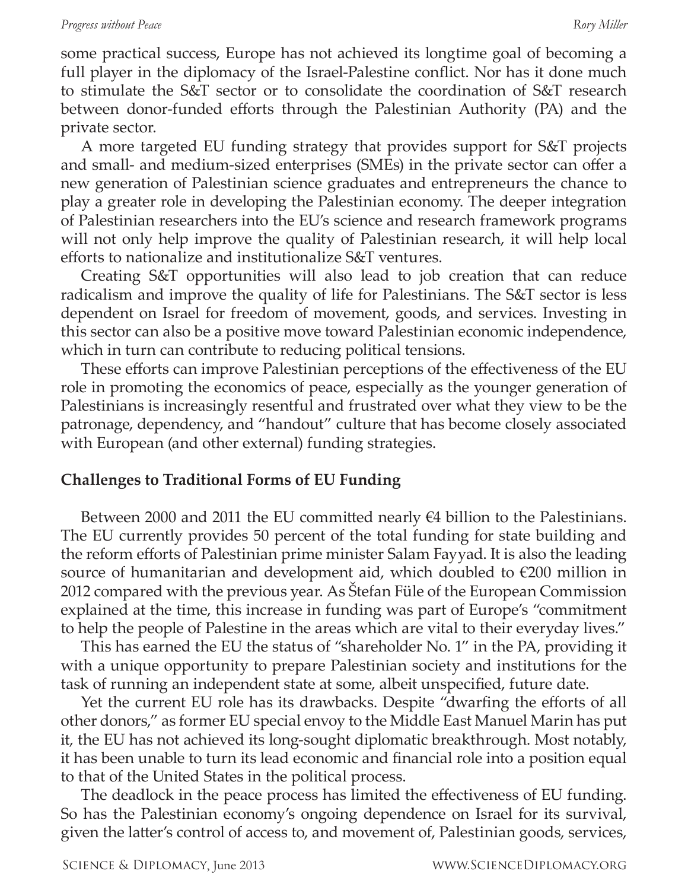some practical success, Europe has not achieved its longtime goal of becoming a full player in the diplomacy of the Israel-Palestine conflict. Nor has it done much to stimulate the S&T sector or to consolidate the coordination of S&T research between donor-funded efforts through the Palestinian Authority (PA) and the private sector.

A more targeted EU funding strategy that provides support for S&T projects and small- and medium-sized enterprises (SMEs) in the private sector can offer a new generation of Palestinian science graduates and entrepreneurs the chance to play a greater role in developing the Palestinian economy. The deeper integration of Palestinian researchers into the EU's science and research framework programs will not only help improve the quality of Palestinian research, it will help local efforts to nationalize and institutionalize S&T ventures.

Creating S&T opportunities will also lead to job creation that can reduce radicalism and improve the quality of life for Palestinians. The S&T sector is less dependent on Israel for freedom of movement, goods, and services. Investing in this sector can also be a positive move toward Palestinian economic independence, which in turn can contribute to reducing political tensions.

These efforts can improve Palestinian perceptions of the effectiveness of the EU role in promoting the economics of peace, especially as the younger generation of Palestinians is increasingly resentful and frustrated over what they view to be the patronage, dependency, and "handout" culture that has become closely associated with European (and other external) funding strategies.

## Challenges to Traditional Forms of EU Funding

Between 2000 and 2011 the EU committed nearly €4 billion to the Palestinians. The EU currently provides 50 percent of the total funding for state building and the reform efforts of Palestinian prime minister Salam Fayyad. It is also the leading source of humanitarian and development aid, which doubled to €200 million in 2012 compared with the previous year. As Štefan Füle of the European Commission explained at the time, this increase in funding was part of Europe's "commitment to help the people of Palestine in the areas which are vital to their everyday lives."

This has earned the EU the status of "shareholder No. 1" in the PA, providing it with a unique opportunity to prepare Palestinian society and institutions for the task of running an independent state at some, albeit unspecified, future date.

Yet the current EU role has its drawbacks. Despite "dwarfing the efforts of all other donors," as former EU special envoy to the Middle East Manuel Marin has put it, the EU has not achieved its long-sought diplomatic breakthrough. Most notably, it has been unable to turn its lead economic and financial role into a position equal to that of the United States in the political process.

The deadlock in the peace process has limited the effectiveness of EU funding. So has the Palestinian economy's ongoing dependence on Israel for its survival, given the latter's control of access to, and movement of, Palestinian goods, services,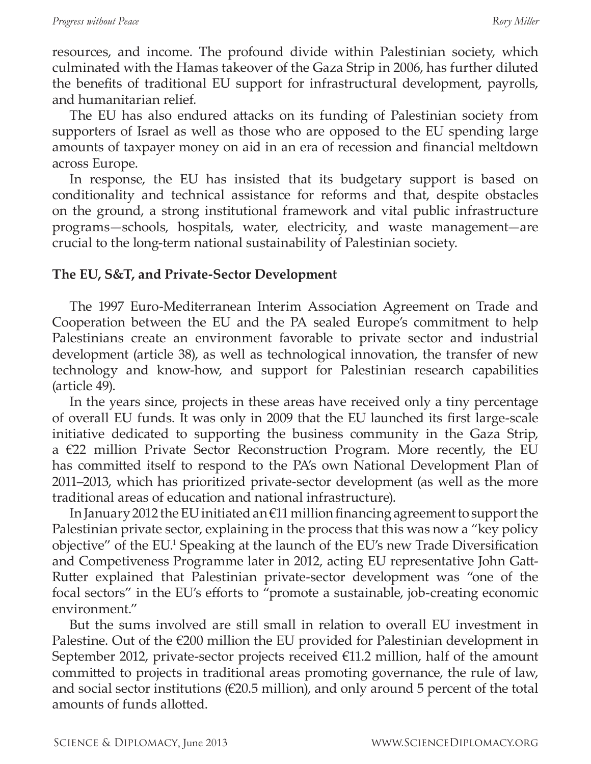resources, and income. The profound divide within Palestinian society, which culminated with the Hamas takeover of the Gaza Strip in 2006, has further diluted the benefits of traditional EU support for infrastructural development, payrolls, and humanitarian relief.

The EU has also endured attacks on its funding of Palestinian society from supporters of Israel as well as those who are opposed to the EU spending large amounts of taxpayer money on aid in an era of recession and financial meltdown across Europe.

In response, the EU has insisted that its budgetary support is based on conditionality and technical assistance for reforms and that, despite obstacles on the ground, a strong institutional framework and vital public infrastructure programs—schools, hospitals, water, electricity, and waste management—are crucial to the long-term national sustainability of Palestinian society.

## The EU, S&T, and Private-Sector Development

The 1997 Euro-Mediterranean Interim Association Agreement on Trade and Cooperation between the EU and the PA sealed Europe's commitment to help Palestinians create an environment favorable to private sector and industrial development (article 38), as well as technological innovation, the transfer of new technology and know-how, and support for Palestinian research capabilities (article 49).

In the years since, projects in these areas have received only a tiny percentage of overall EU funds. It was only in 2009 that the EU launched its first large-scale initiative dedicated to supporting the business community in the Gaza Strip, a €22 million Private Sector Reconstruction Program. More recently, the EU has committed itself to respond to the PA's own National Development Plan of 2011–2013, which has prioritized private-sector development (as well as the more traditional areas of education and national infrastructure).

In January 2012 the EU initiated an €11 million financing agreement to support the Palestinian private sector, explaining in the process that this was now a "key policy objective" of the EU.[1] Speaking at the launch of the EU's new Trade Diversification and Competiveness Programme later in 2012, acting EU representative John Gatt-Rutter explained that Palestinian private-sector development was "one of the focal sectors" in the EU's efforts to "promote a sustainable, job-creating economic environment."

But the sums involved are still small in relation to overall EU investment in Palestine. Out of the €200 million the EU provided for Palestinian development in September 2012, private-sector projects received €11.2 million, half of the amount committed to projects in traditional areas promoting governance, the rule of law, and social sector institutions (€20.5 million), and only around 5 percent of the total amounts of funds allotted.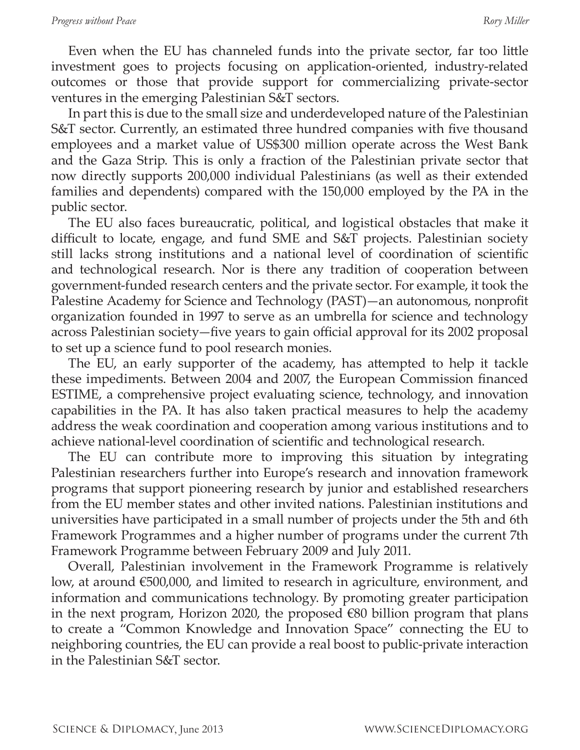Even when the EU has channeled funds into the private sector, far too little investment goes to projects focusing on application-oriented, industry-related outcomes or those that provide support for commercializing private-sector ventures in the emerging Palestinian S&T sectors.

In part this is due to the small size and underdeveloped nature of the Palestinian S&T sector. Currently, an estimated three hundred companies with five thousand employees and a market value of US$300 million operate across the West Bank and the Gaza Strip. This is only a fraction of the Palestinian private sector that now directly supports 200,000 individual Palestinians (as well as their extended families and dependents) compared with the 150,000 employed by the PA in the public sector.

The EU also faces bureaucratic, political, and logistical obstacles that make it difficult to locate, engage, and fund SME and S&T projects. Palestinian society still lacks strong institutions and a national level of coordination of scientific and technological research. Nor is there any tradition of cooperation between government-funded research centers and the private sector. For example, it took the Palestine Academy for Science and Technology (PAST)—an autonomous, nonprofit organization founded in 1997 to serve as an umbrella for science and technology across Palestinian society—five years to gain official approval for its 2002 proposal to set up a science fund to pool research monies.

The EU, an early supporter of the academy, has attempted to help it tackle these impediments. Between 2004 and 2007, the European Commission financed ESTIME, a comprehensive project evaluating science, technology, and innovation capabilities in the PA. It has also taken practical measures to help the academy address the weak coordination and cooperation among various institutions and to achieve national-level coordination of scientific and technological research.

The EU can contribute more to improving this situation by integrating Palestinian researchers further into Europe's research and innovation framework programs that support pioneering research by junior and established researchers from the EU member states and other invited nations. Palestinian institutions and universities have participated in a small number of projects under the 5th and 6th Framework Programmes and a higher number of programs under the current 7th Framework Programme between February 2009 and July 2011.

Overall, Palestinian involvement in the Framework Programme is relatively low, at around €500,000, and limited to research in agriculture, environment, and information and communications technology. By promoting greater participation in the next program, Horizon 2020, the proposed €80 billion program that plans to create a "Common Knowledge and Innovation Space" connecting the EU to neighboring countries, the EU can provide a real boost to public-private interaction in the Palestinian S&T sector.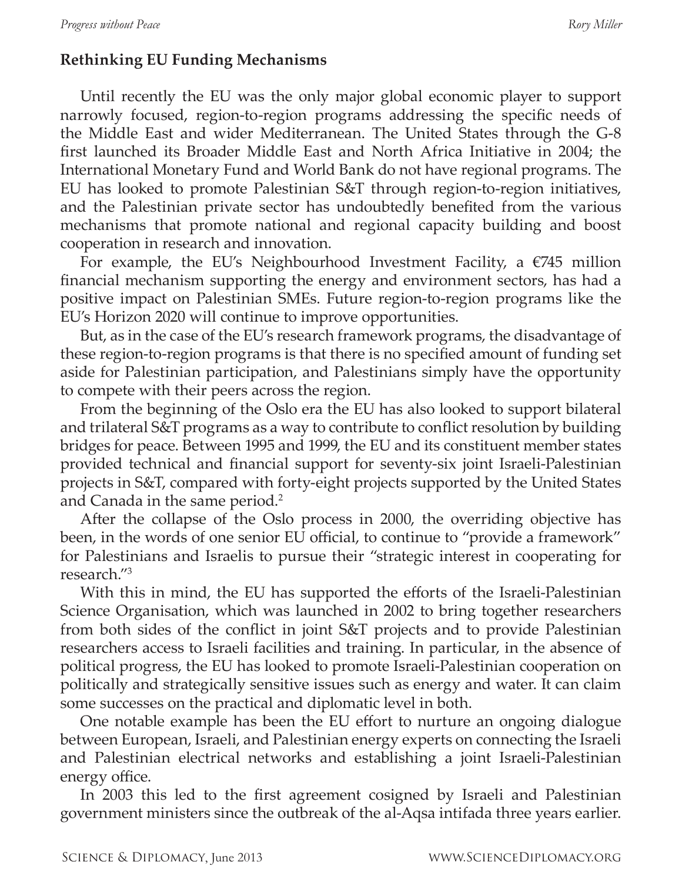## Rethinking EU Funding Mechanisms

Until recently the EU was the only major global economic player to support narrowly focused, region-to-region programs addressing the specific needs of the Middle East and wider Mediterranean. The United States through the G-8 first launched its Broader Middle East and North Africa Initiative in 2004; the International Monetary Fund and World Bank do not have regional programs. The EU has looked to promote Palestinian S&T through region-to-region initiatives, and the Palestinian private sector has undoubtedly benefited from the various mechanisms that promote national and regional capacity building and boost cooperation in research and innovation.

For example, the EU's Neighbourhood Investment Facility, a €745 million financial mechanism supporting the energy and environment sectors, has had a positive impact on Palestinian SMEs. Future region-to-region programs like the EU's Horizon 2020 will continue to improve opportunities.

But, as in the case of the EU's research framework programs, the disadvantage of these region-to-region programs is that there is no specified amount of funding set aside for Palestinian participation, and Palestinians simply have the opportunity to compete with their peers across the region.

From the beginning of the Oslo era the EU has also looked to support bilateral and trilateral S&T programs as a way to contribute to conflict resolution by building bridges for peace. Between 1995 and 1999, the EU and its constituent member states provided technical and financial support for seventy-six joint Israeli-Palestinian projects in S&T, compared with forty-eight projects supported by the United States and Canada in the same period.[2]

After the collapse of the Oslo process in 2000, the overriding objective has been, in the words of one senior EU official, to continue to "provide a framework" for Palestinians and Israelis to pursue their "strategic interest in cooperating for research."[3]

With this in mind, the EU has supported the efforts of the Israeli-Palestinian Science Organisation, which was launched in 2002 to bring together researchers from both sides of the conflict in joint S&T projects and to provide Palestinian researchers access to Israeli facilities and training. In particular, in the absence of political progress, the EU has looked to promote Israeli-Palestinian cooperation on politically and strategically sensitive issues such as energy and water. It can claim some successes on the practical and diplomatic level in both.

One notable example has been the EU effort to nurture an ongoing dialogue between European, Israeli, and Palestinian energy experts on connecting the Israeli and Palestinian electrical networks and establishing a joint Israeli-Palestinian energy office.

In 2003 this led to the first agreement cosigned by Israeli and Palestinian government ministers since the outbreak of the al-Aqsa intifada three years earlier.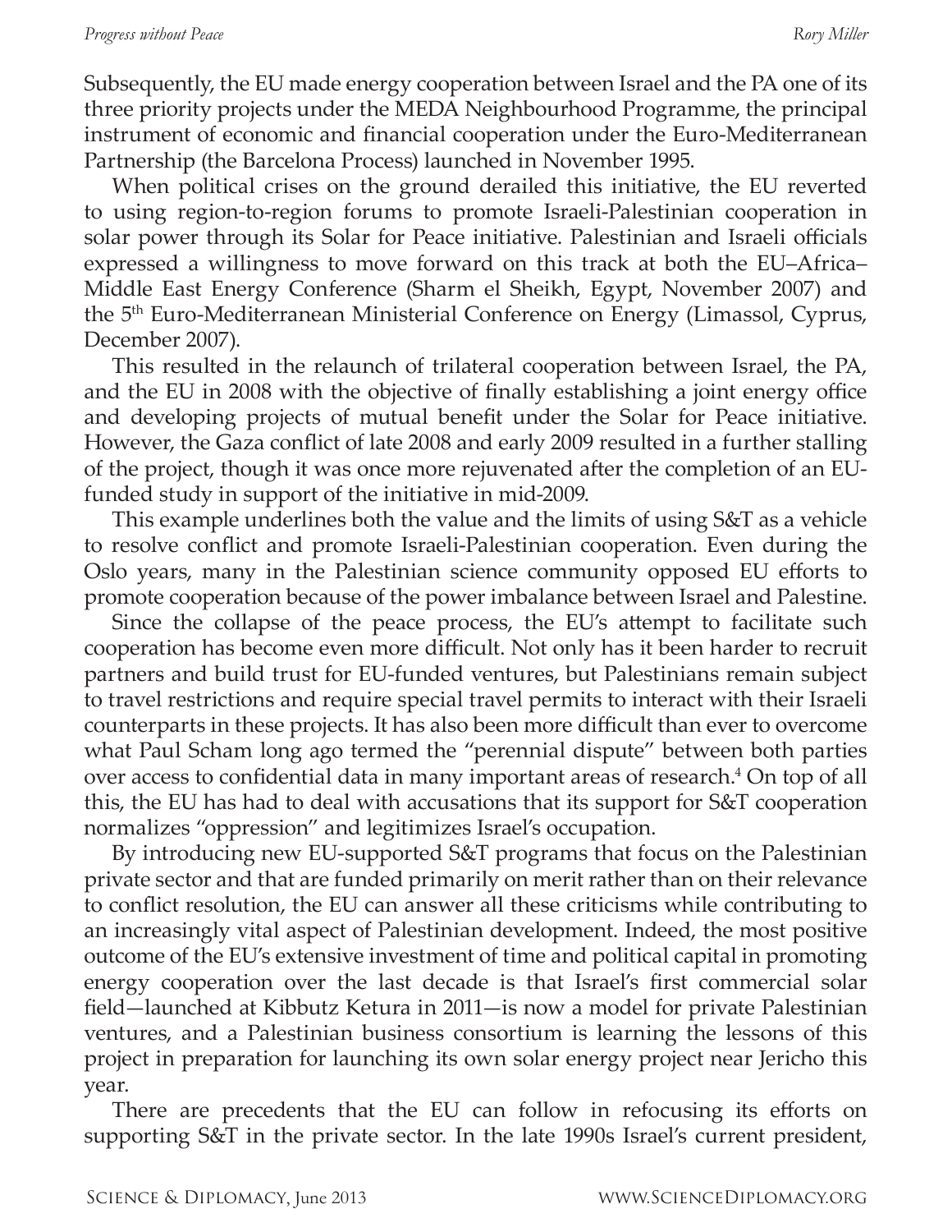Subsequently, the EU made energy cooperation between Israel and the PA one of its three priority projects under the MEDA Neighbourhood Programme, the principal instrument of economic and financial cooperation under the Euro-Mediterranean Partnership (the Barcelona Process) launched in November 1995.

When political crises on the ground derailed this initiative, the EU reverted to using region-to-region forums to promote Israeli-Palestinian cooperation in solar power through its Solar for Peace initiative. Palestinian and Israeli officials expressed a willingness to move forward on this track at both the EU–Africa–Middle East Energy Conference (Sharm el Sheikh, Egypt, November 2007) and the 5th Euro-Mediterranean Ministerial Conference on Energy (Limassol, Cyprus, December 2007).

This resulted in the relaunch of trilateral cooperation between Israel, the PA, and the EU in 2008 with the objective of finally establishing a joint energy office and developing projects of mutual benefit under the Solar for Peace initiative. However, the Gaza conflict of late 2008 and early 2009 resulted in a further stalling of the project, though it was once more rejuvenated after the completion of an EU-funded study in support of the initiative in mid-2009.

This example underlines both the value and the limits of using S&T as a vehicle to resolve conflict and promote Israeli-Palestinian cooperation. Even during the Oslo years, many in the Palestinian science community opposed EU efforts to promote cooperation because of the power imbalance between Israel and Palestine.

Since the collapse of the peace process, the EU's attempt to facilitate such cooperation has become even more difficult. Not only has it been harder to recruit partners and build trust for EU-funded ventures, but Palestinians remain subject to travel restrictions and require special travel permits to interact with their Israeli counterparts in these projects. It has also been more difficult than ever to overcome what Paul Scham long ago termed the "perennial dispute" between both parties over access to confidential data in many important areas of research.[4] On top of all this, the EU has had to deal with accusations that its support for S&T cooperation normalizes "oppression" and legitimizes Israel's occupation.

By introducing new EU-supported S&T programs that focus on the Palestinian private sector and that are funded primarily on merit rather than on their relevance to conflict resolution, the EU can answer all these criticisms while contributing to an increasingly vital aspect of Palestinian development. Indeed, the most positive outcome of the EU's extensive investment of time and political capital in promoting energy cooperation over the last decade is that Israel's first commercial solar field—launched at Kibbutz Ketura in 2011—is now a model for private Palestinian ventures, and a Palestinian business consortium is learning the lessons of this project in preparation for launching its own solar energy project near Jericho this year.

There are precedents that the EU can follow in refocusing its efforts on supporting S&T in the private sector. In the late 1990s Israel's current president,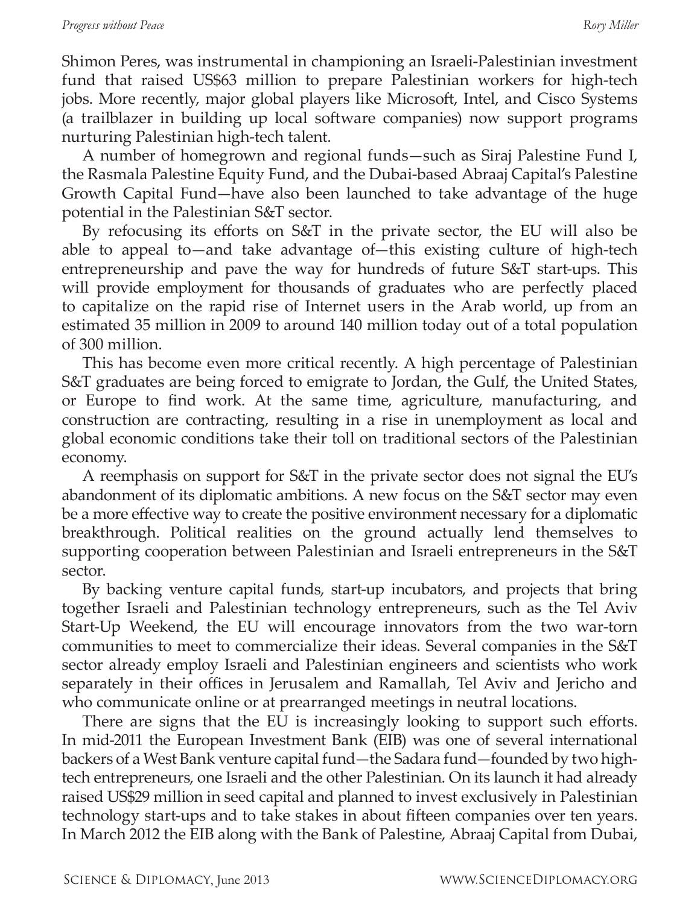Shimon Peres, was instrumental in championing an Israeli-Palestinian investment fund that raised US$63 million to prepare Palestinian workers for high-tech jobs. More recently, major global players like Microsoft, Intel, and Cisco Systems (a trailblazer in building up local software companies) now support programs nurturing Palestinian high-tech talent.

A number of homegrown and regional funds—such as Siraj Palestine Fund I, the Rasmala Palestine Equity Fund, and the Dubai-based Abraaj Capital's Palestine Growth Capital Fund—have also been launched to take advantage of the huge potential in the Palestinian S&T sector.

By refocusing its efforts on S&T in the private sector, the EU will also be able to appeal to—and take advantage of—this existing culture of high-tech entrepreneurship and pave the way for hundreds of future S&T start-ups. This will provide employment for thousands of graduates who are perfectly placed to capitalize on the rapid rise of Internet users in the Arab world, up from an estimated 35 million in 2009 to around 140 million today out of a total population of 300 million.

This has become even more critical recently. A high percentage of Palestinian S&T graduates are being forced to emigrate to Jordan, the Gulf, the United States, or Europe to find work. At the same time, agriculture, manufacturing, and construction are contracting, resulting in a rise in unemployment as local and global economic conditions take their toll on traditional sectors of the Palestinian economy.

A reemphasis on support for S&T in the private sector does not signal the EU's abandonment of its diplomatic ambitions. A new focus on the S&T sector may even be a more effective way to create the positive environment necessary for a diplomatic breakthrough. Political realities on the ground actually lend themselves to supporting cooperation between Palestinian and Israeli entrepreneurs in the S&T sector.

By backing venture capital funds, start-up incubators, and projects that bring together Israeli and Palestinian technology entrepreneurs, such as the Tel Aviv Start-Up Weekend, the EU will encourage innovators from the two war-torn communities to meet to commercialize their ideas. Several companies in the S&T sector already employ Israeli and Palestinian engineers and scientists who work separately in their offices in Jerusalem and Ramallah, Tel Aviv and Jericho and who communicate online or at prearranged meetings in neutral locations.

There are signs that the EU is increasingly looking to support such efforts. In mid-2011 the European Investment Bank (EIB) was one of several international backers of a West Bank venture capital fund—the Sadara fund—founded by two high-tech entrepreneurs, one Israeli and the other Palestinian. On its launch it had already raised US$29 million in seed capital and planned to invest exclusively in Palestinian technology start-ups and to take stakes in about fifteen companies over ten years. In March 2012 the EIB along with the Bank of Palestine, Abraaj Capital from Dubai,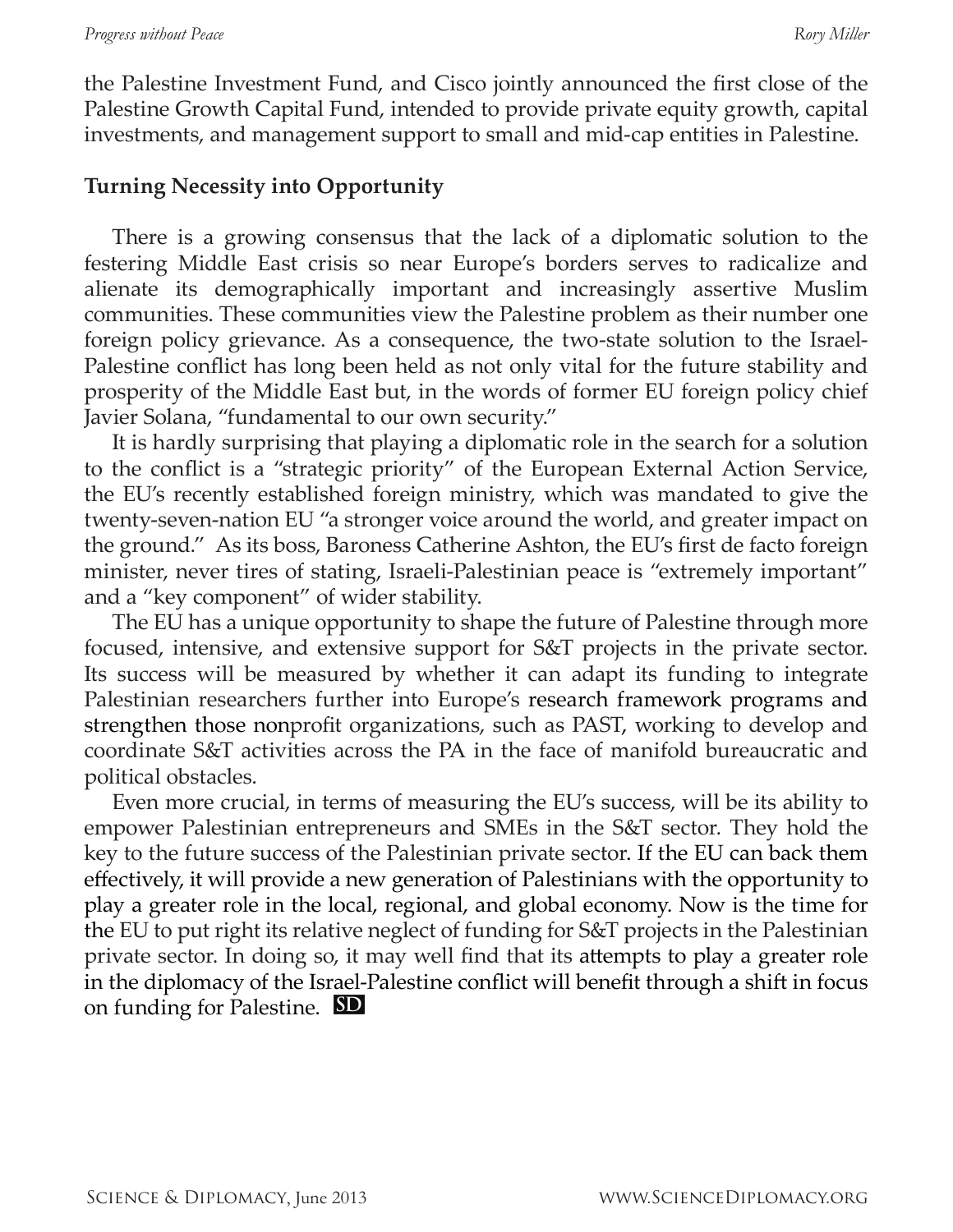the Palestine Investment Fund, and Cisco jointly announced the first close of the Palestine Growth Capital Fund, intended to provide private equity growth, capital investments, and management support to small and mid-cap entities in Palestine.

## Turning Necessity into Opportunity

There is a growing consensus that the lack of a diplomatic solution to the festering Middle East crisis so near Europe's borders serves to radicalize and alienate its demographically important and increasingly assertive Muslim communities. These communities view the Palestine problem as their number one foreign policy grievance. As a consequence, the two-state solution to the Israel-Palestine conflict has long been held as not only vital for the future stability and prosperity of the Middle East but, in the words of former EU foreign policy chief Javier Solana, "fundamental to our own security."

It is hardly surprising that playing a diplomatic role in the search for a solution to the conflict is a "strategic priority" of the European External Action Service, the EU's recently established foreign ministry, which was mandated to give the twenty-seven-nation EU "a stronger voice around the world, and greater impact on the ground." As its boss, Baroness Catherine Ashton, the EU's first de facto foreign minister, never tires of stating, Israeli-Palestinian peace is "extremely important" and a "key component" of wider stability.

The EU has a unique opportunity to shape the future of Palestine through more focused, intensive, and extensive support for S&T projects in the private sector. Its success will be measured by whether it can adapt its funding to integrate Palestinian researchers further into Europe's research framework programs and strengthen those nonprofit organizations, such as PAST, working to develop and coordinate S&T activities across the PA in the face of manifold bureaucratic and political obstacles.

Even more crucial, in terms of measuring the EU's success, will be its ability to empower Palestinian entrepreneurs and SMEs in the S&T sector. They hold the key to the future success of the Palestinian private sector. If the EU can back them effectively, it will provide a new generation of Palestinians with the opportunity to play a greater role in the local, regional, and global economy. Now is the time for the EU to put right its relative neglect of funding for S&T projects in the Palestinian private sector. In doing so, it may well find that its attempts to play a greater role in the diplomacy of the Israel-Palestine conflict will benefit through a shift in focus on funding for Palestine. SD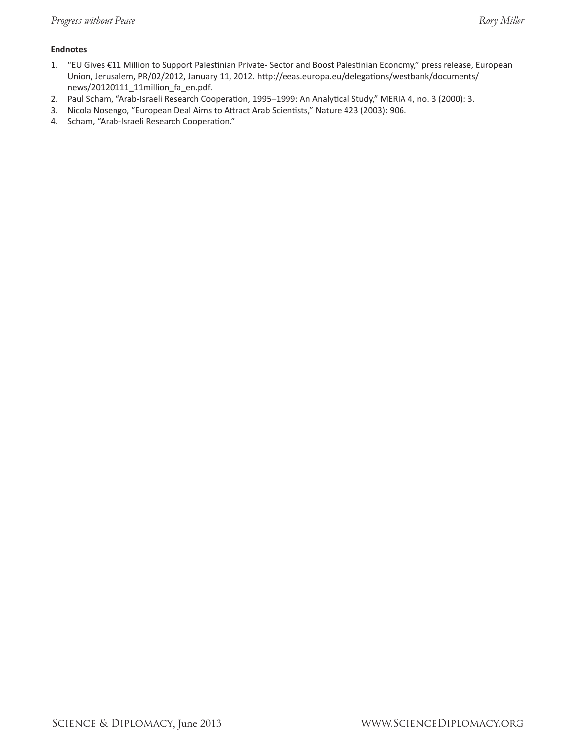**Endnotes**

1. "EU Gives €11 Million to Support Palestinian Private- Sector and Boost Palestinian Economy," press release, European Union, Jerusalem, PR/02/2012, January 11, 2012. http://eeas.europa.eu/delegations/westbank/documents/news/20120111_11million_fa_en.pdf.
2. Paul Scham, "Arab-Israeli Research Cooperation, 1995–1999: An Analytical Study," MERIA 4, no. 3 (2000): 3.
3. Nicola Nosengo, "European Deal Aims to Attract Arab Scientists," Nature 423 (2003): 906.
4. Scham, "Arab-Israeli Research Cooperation."